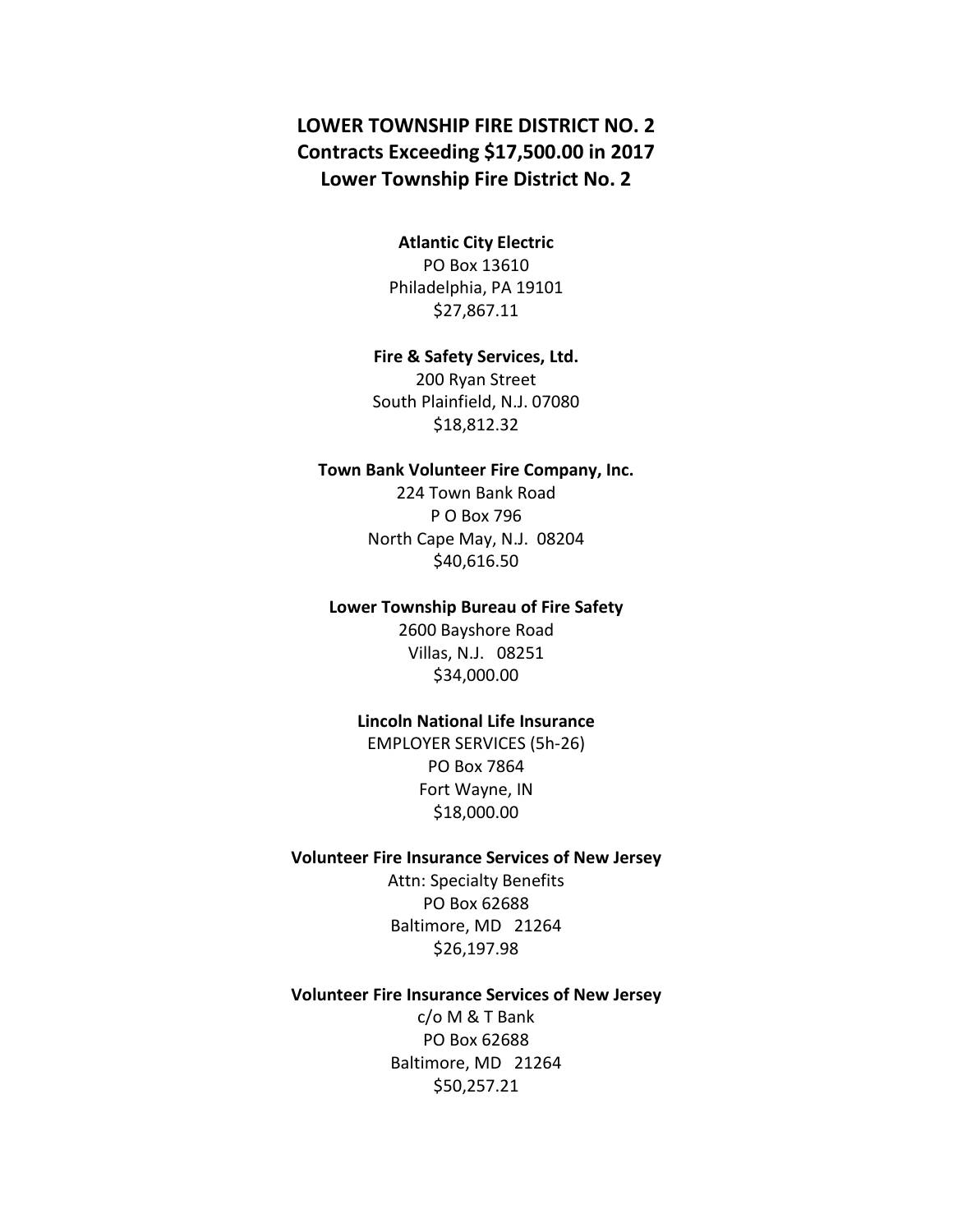# LOWER TOWNSHIP FIRE DISTRICT NO. 2
## Contracts Exceeding $17,500.00 in 2017
## Lower Township Fire District No. 2

**Atlantic City Electric**
PO Box 13610
Philadelphia, PA 19101
$27,867.11

**Fire & Safety Services, Ltd.**
200 Ryan Street
South Plainfield, N.J. 07080
$18,812.32

**Town Bank Volunteer Fire Company, Inc.**
224 Town Bank Road
P O Box 796
North Cape May, N.J. 08204
$40,616.50

**Lower Township Bureau of Fire Safety**
2600 Bayshore Road
Villas, N.J. 08251
$34,000.00

**Lincoln National Life Insurance**
EMPLOYER SERVICES (5h-26)
PO Box 7864
Fort Wayne, IN
$18,000.00

**Volunteer Fire Insurance Services of New Jersey**
Attn: Specialty Benefits
PO Box 62688
Baltimore, MD 21264
$26,197.98

**Volunteer Fire Insurance Services of New Jersey**
c/o M & T Bank
PO Box 62688
Baltimore, MD 21264
$50,257.21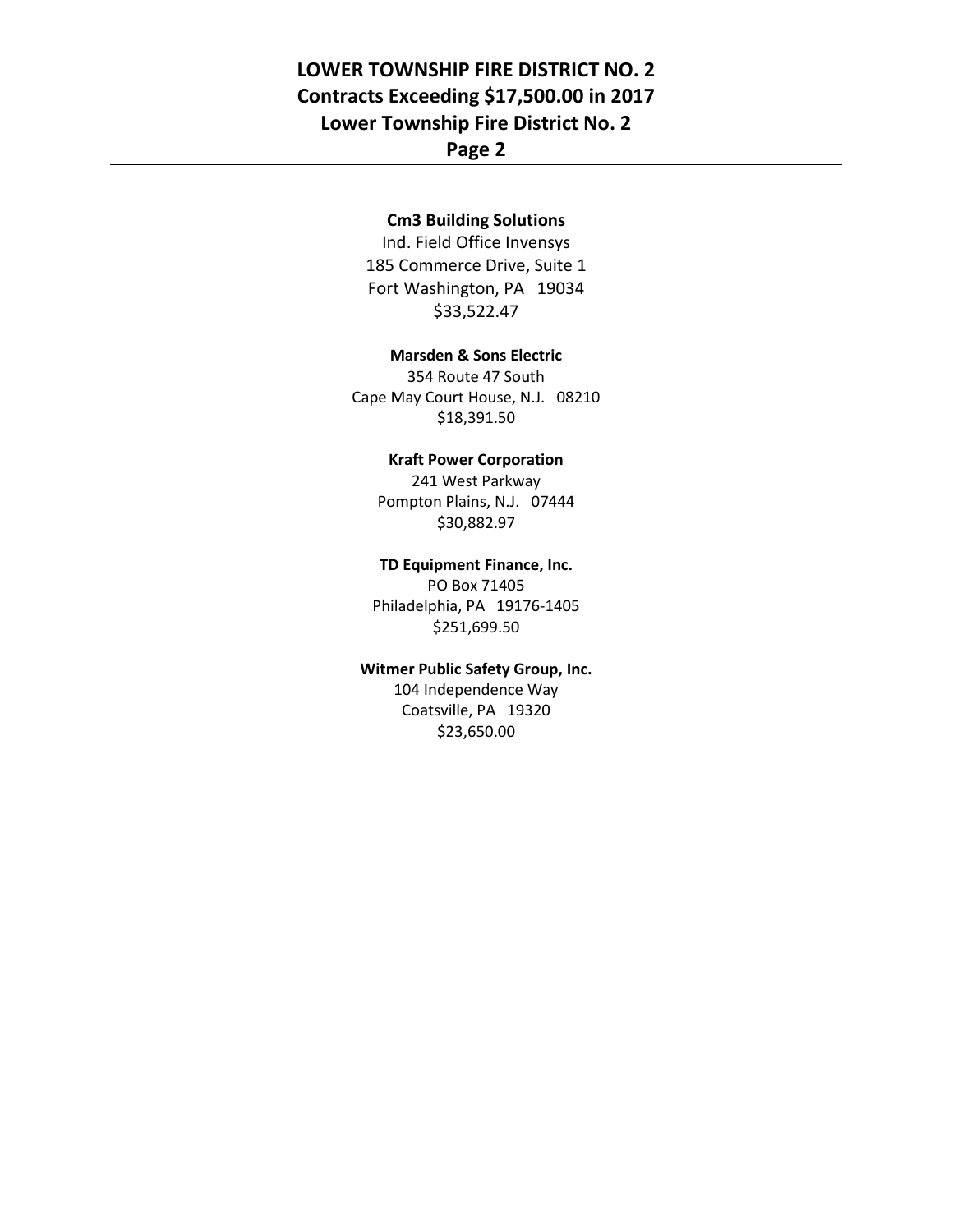# LOWER TOWNSHIP FIRE DISTRICT NO. 2
## Contracts Exceeding $17,500.00 in 2017
## Lower Township Fire District No. 2
## Page 2

**Cm3 Building Solutions**
Ind. Field Office Invensys
185 Commerce Drive, Suite 1
Fort Washington, PA 19034
$33,522.47

**Marsden & Sons Electric**
354 Route 47 South
Cape May Court House, N.J. 08210
$18,391.50

**Kraft Power Corporation**
241 West Parkway
Pompton Plains, N.J. 07444
$30,882.97

**TD Equipment Finance, Inc.**
PO Box 71405
Philadelphia, PA 19176-1405
$251,699.50

**Witmer Public Safety Group, Inc.**
104 Independence Way
Coatsville, PA 19320
$23,650.00